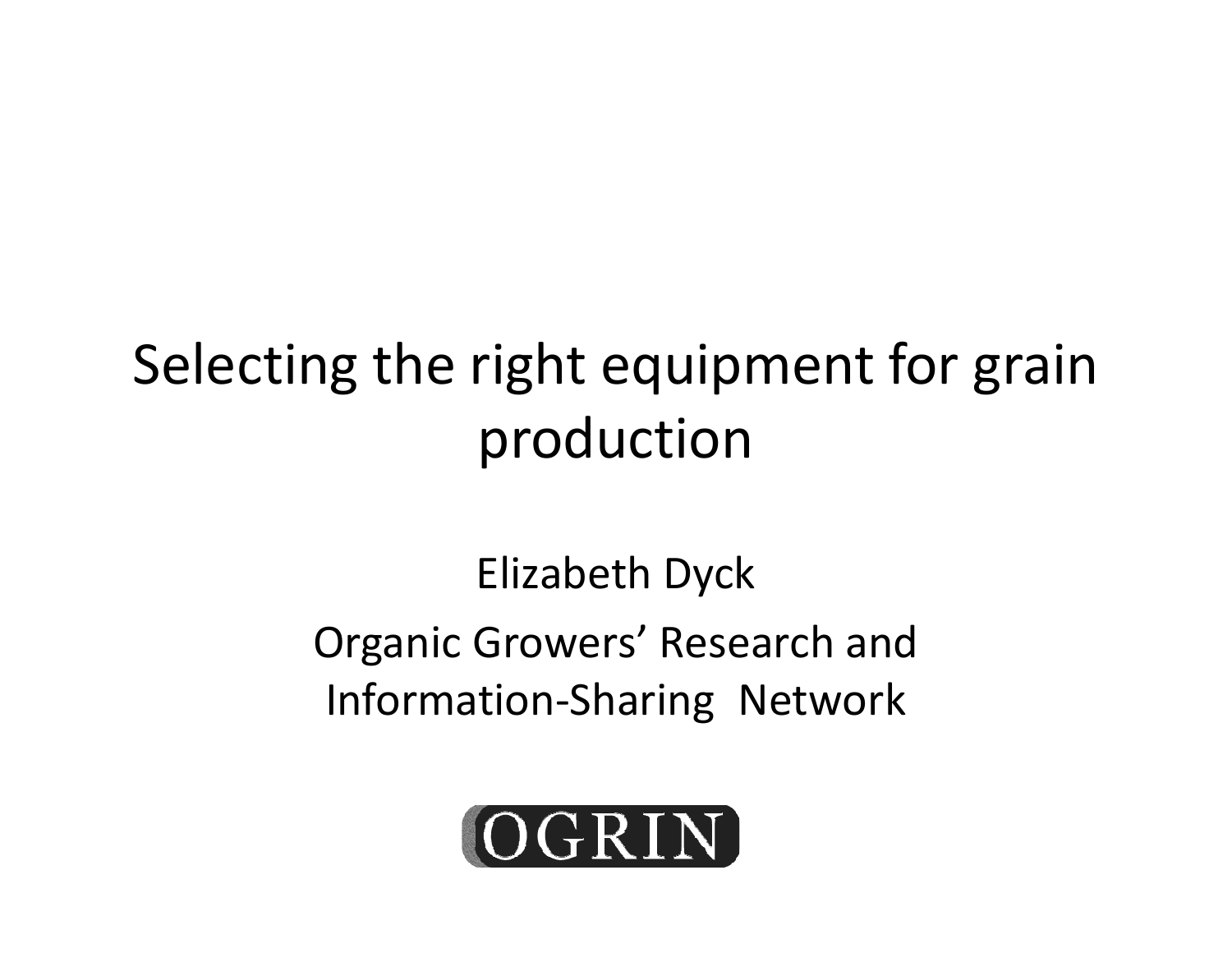# Selecting the right equipment for grain production

Elizabeth Dyck

Organic Growers' Research and Information-Sharing Network

OGRIN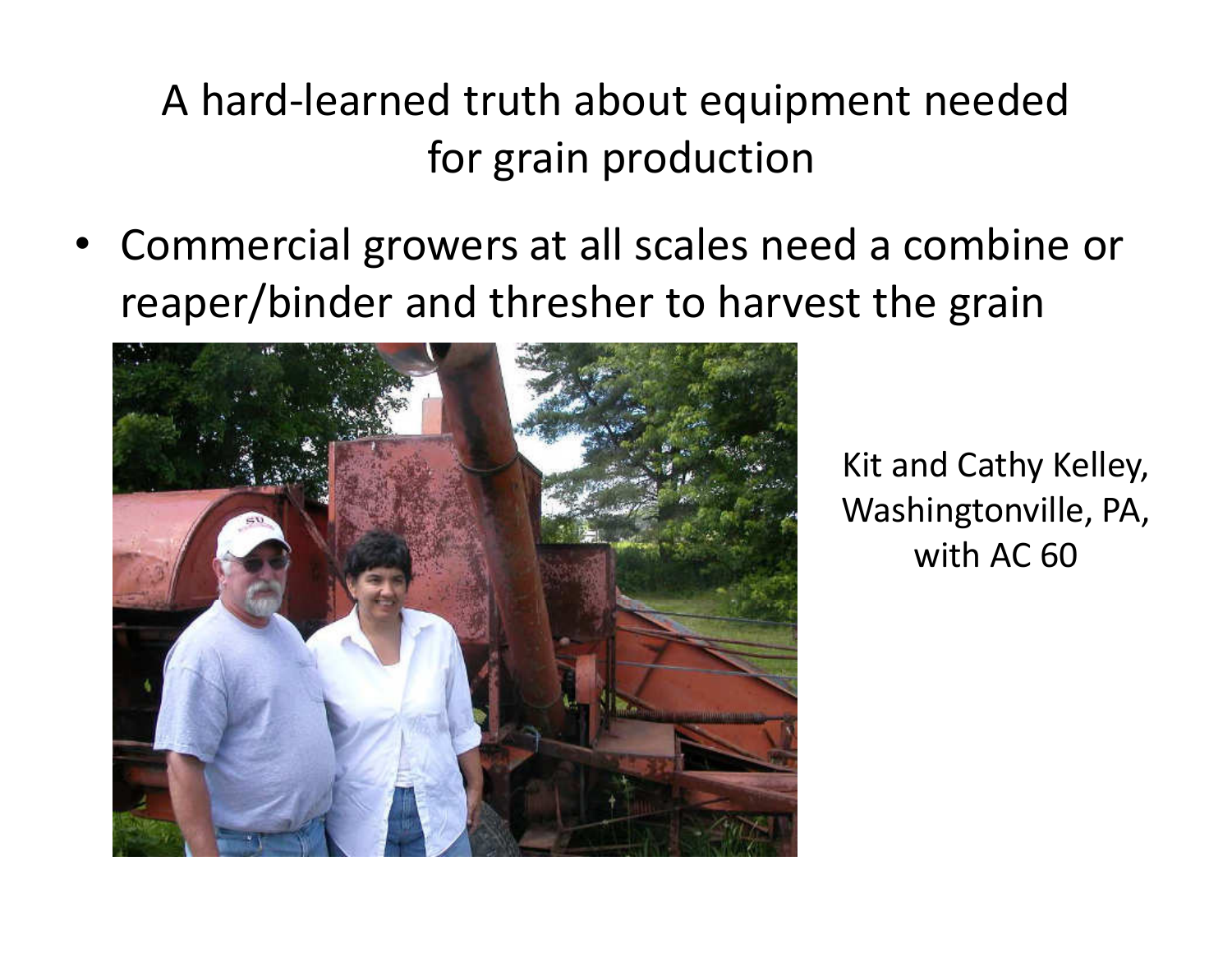# A hard-learned truth about equipment needed for grain production

- Commercial growers at all scales need a combine or reaper/binder and thresher to harvest the grain

Kit and Cathy Kelley, Washingtonville, PA, with AC 60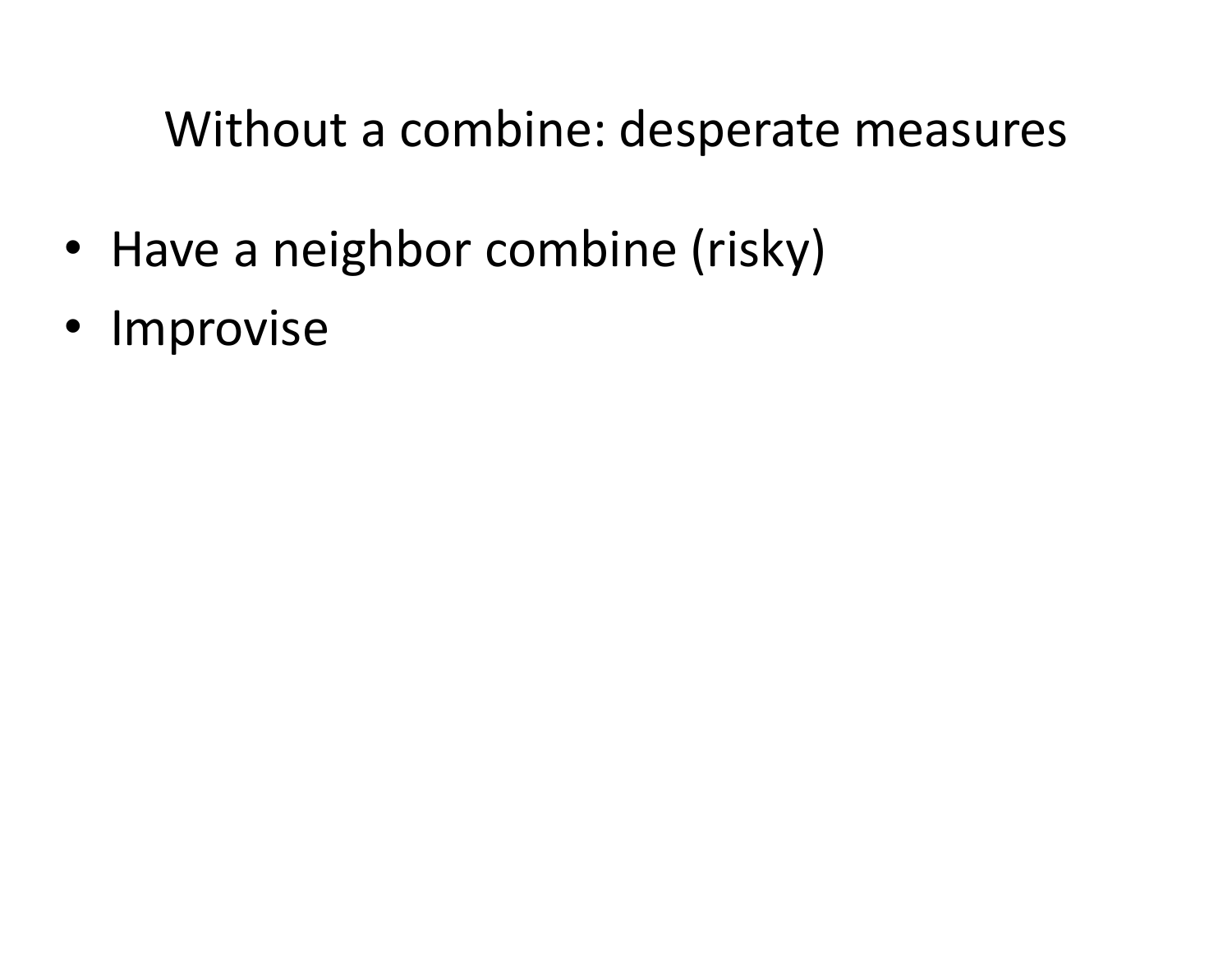# Without a combine: desperate measures

- Have a neighbor combine (risky)
- Improvise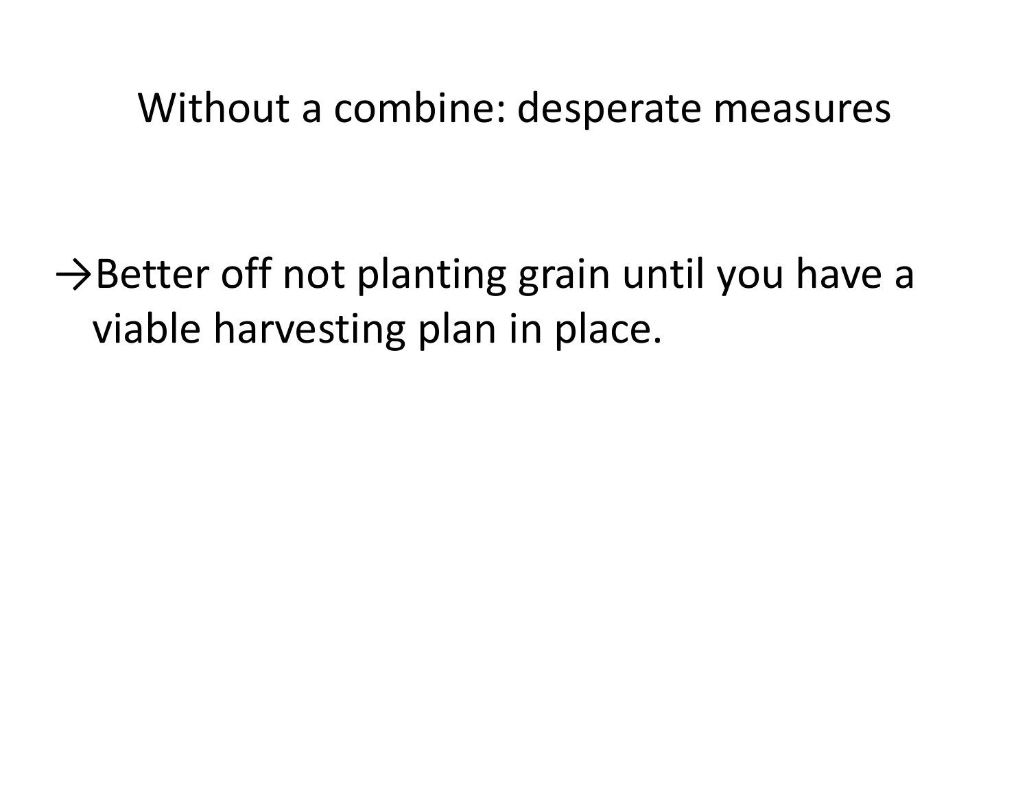# Without a combine: desperate measures

→Better off not planting grain until you have a viable harvesting plan in place.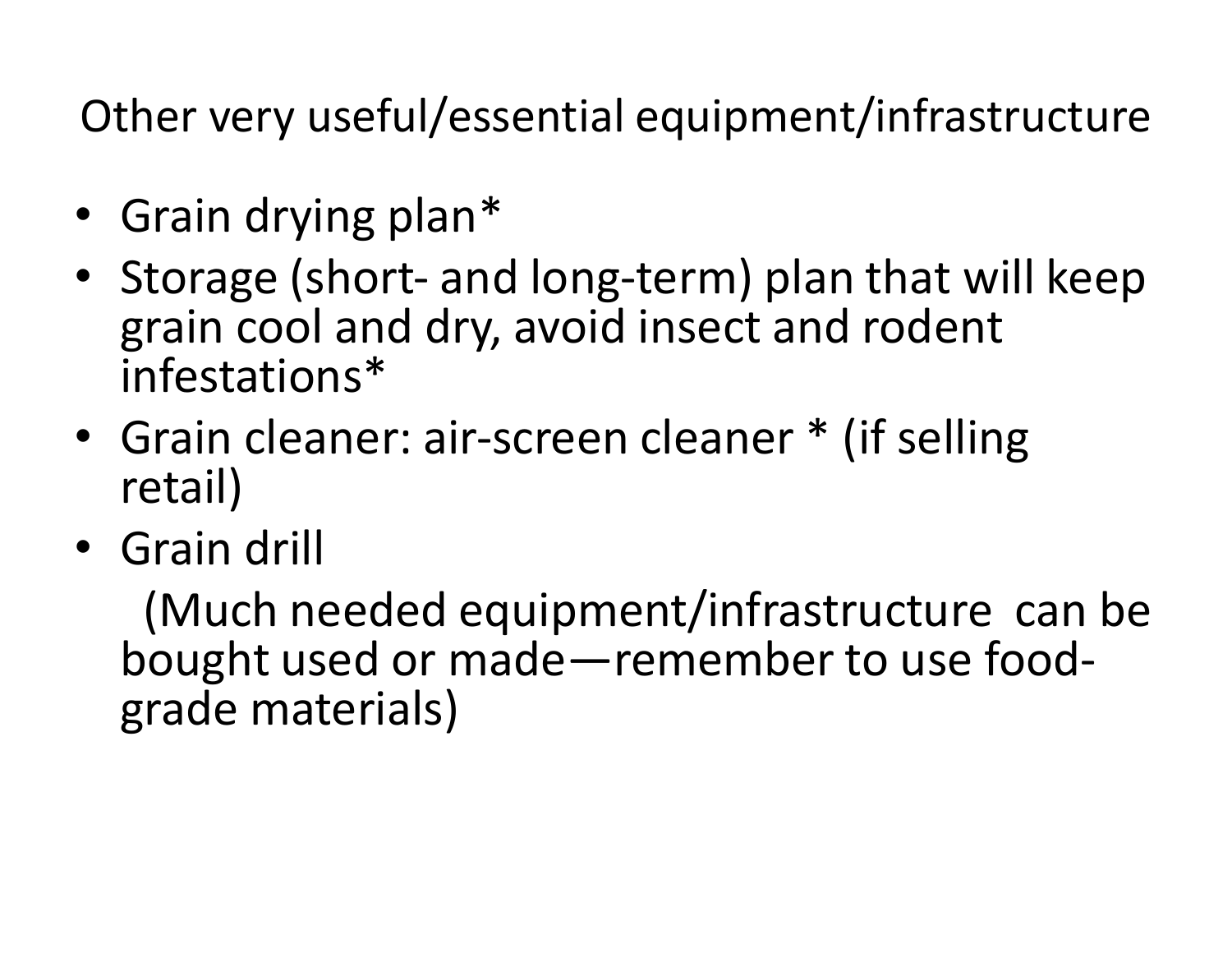## Other very useful/essential equipment/infrastructure

- Grain drying plan*
- Storage (short- and long-term) plan that will keep grain cool and dry, avoid insect and rodent infestations*
- Grain cleaner: air-screen cleaner * (if selling retail)
- Grain drill

  (Much needed equipment/infrastructure can be bought used or made—remember to use food-grade materials)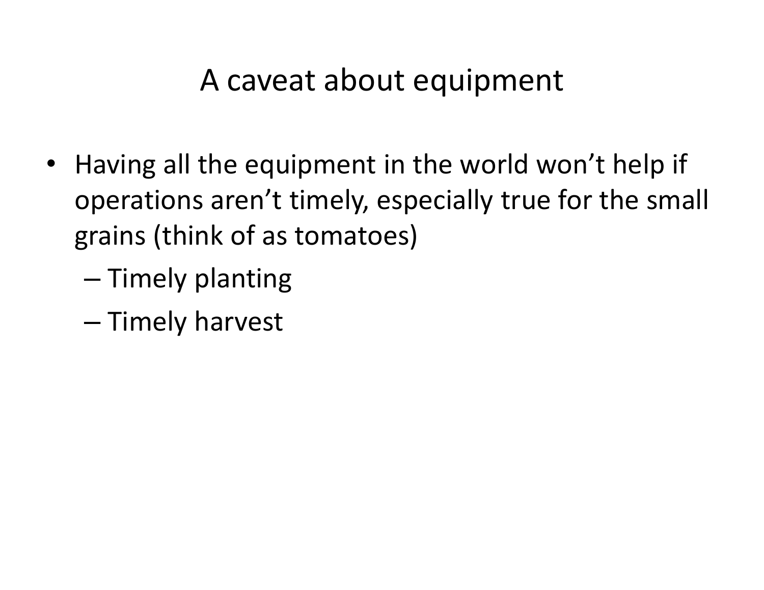# A caveat about equipment

- Having all the equipment in the world won’t help if operations aren’t timely, especially true for the small grains (think of as tomatoes)
  - Timely planting
  - Timely harvest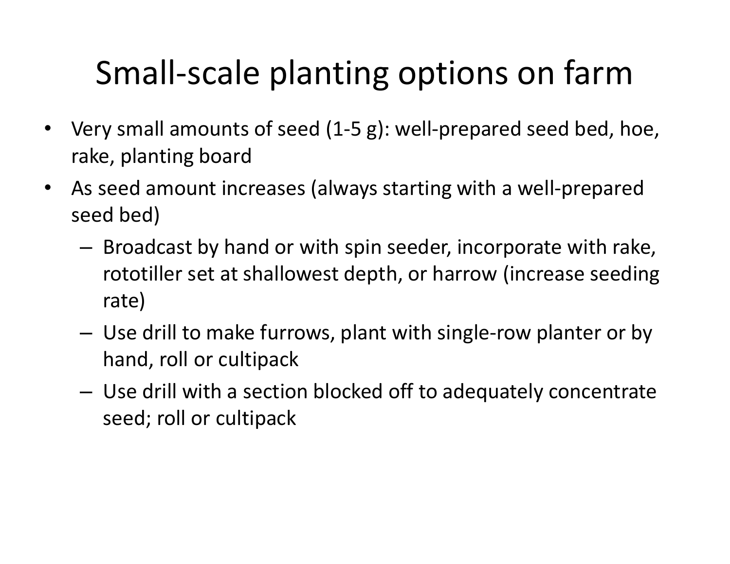# Small-scale planting options on farm

- Very small amounts of seed (1-5 g): well-prepared seed bed, hoe, rake, planting board
- As seed amount increases (always starting with a well-prepared seed bed)
  - Broadcast by hand or with spin seeder, incorporate with rake, rototiller set at shallowest depth, or harrow (increase seeding rate)
  - Use drill to make furrows, plant with single-row planter or by hand, roll or cultipack
  - Use drill with a section blocked off to adequately concentrate seed; roll or cultipack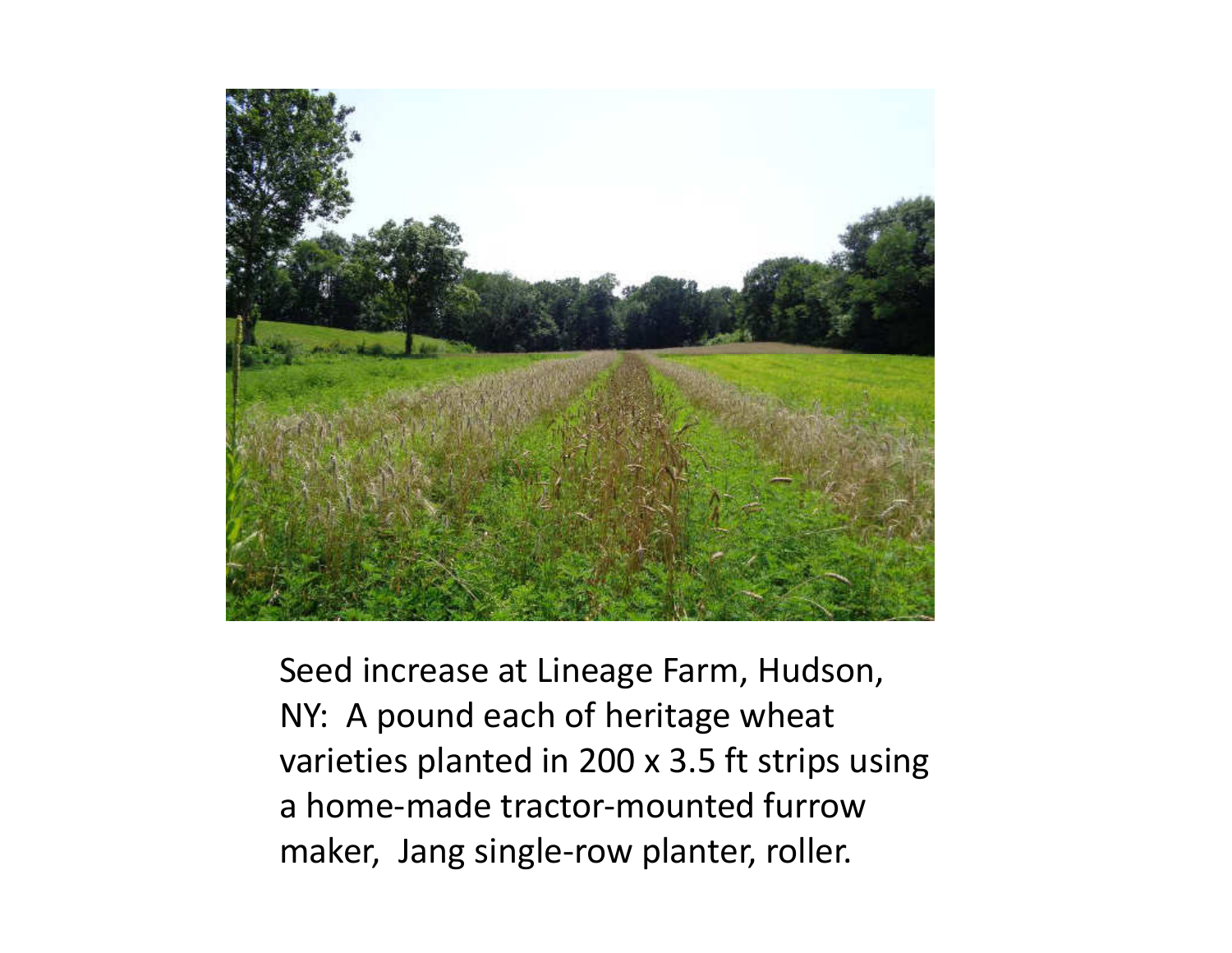Seed increase at Lineage Farm, Hudson, NY: A pound each of heritage wheat varieties planted in 200 x 3.5 ft strips using a home-made tractor-mounted furrow maker, Jang single-row planter, roller.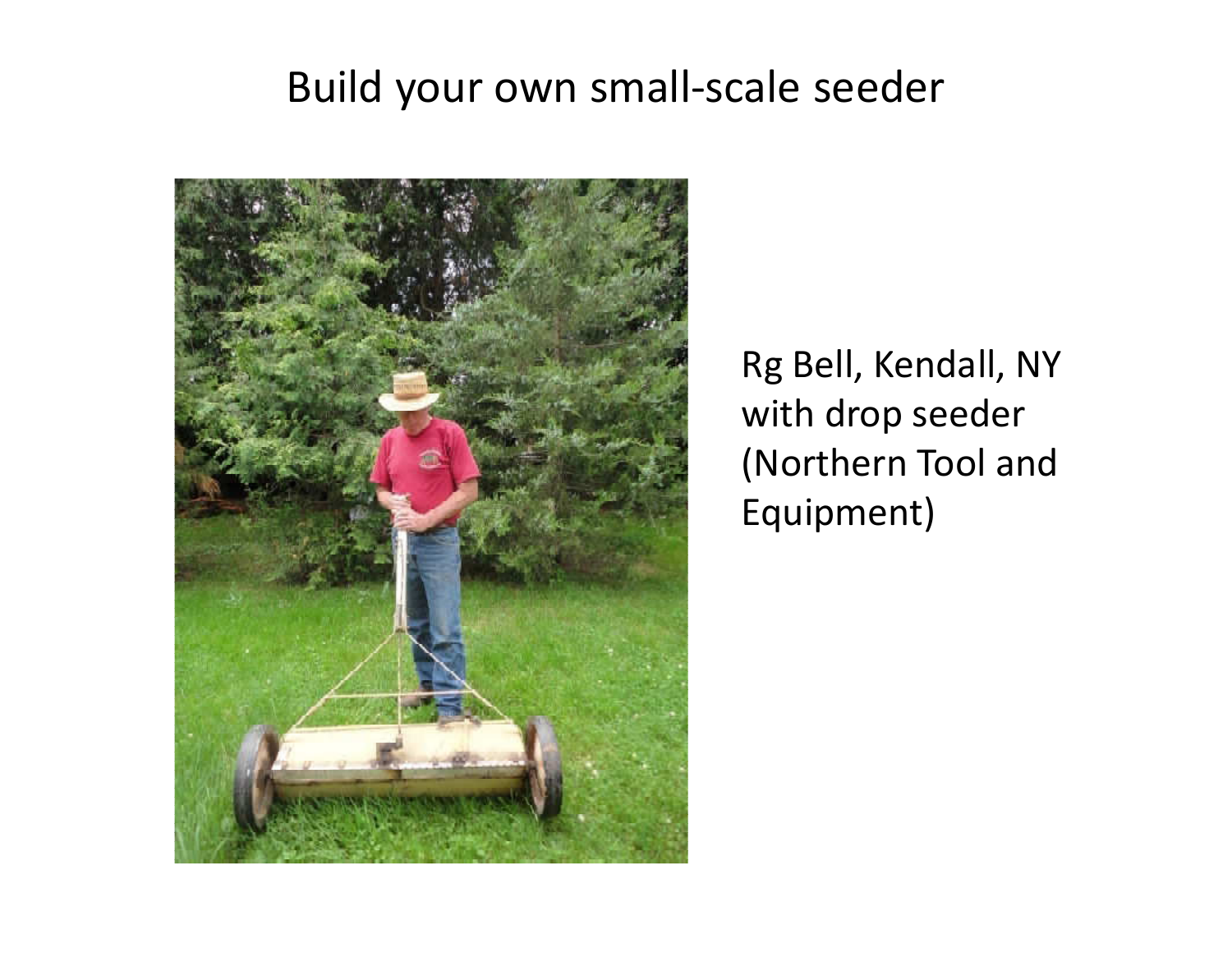# Build your own small-scale seeder

Rg Bell, Kendall, NY with drop seeder (Northern Tool and Equipment)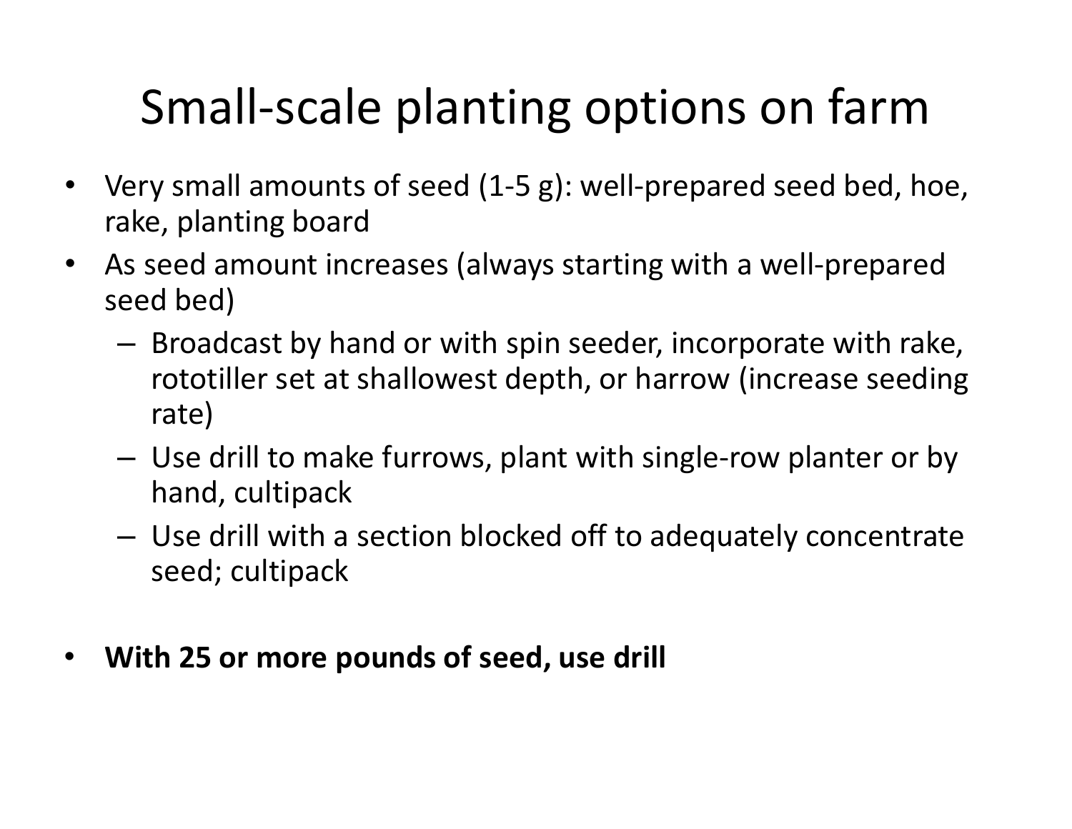# Small-scale planting options on farm

- Very small amounts of seed (1-5 g): well-prepared seed bed, hoe, rake, planting board
- As seed amount increases (always starting with a well-prepared seed bed)
  - Broadcast by hand or with spin seeder, incorporate with rake, rototiller set at shallowest depth, or harrow (increase seeding rate)
  - Use drill to make furrows, plant with single-row planter or by hand, cultipack
  - Use drill with a section blocked off to adequately concentrate seed; cultipack
- **With 25 or more pounds of seed, use drill**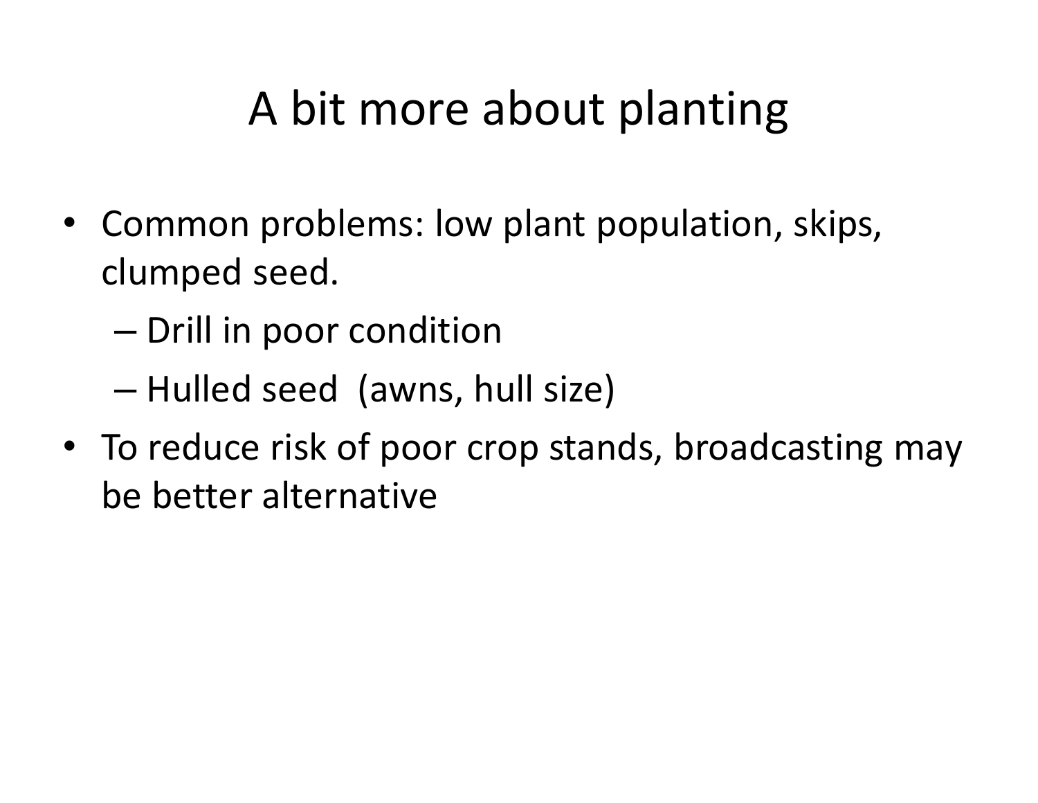# A bit more about planting

- Common problems: low plant population, skips, clumped seed.
  - Drill in poor condition
  - Hulled seed (awns, hull size)
- To reduce risk of poor crop stands, broadcasting may be better alternative